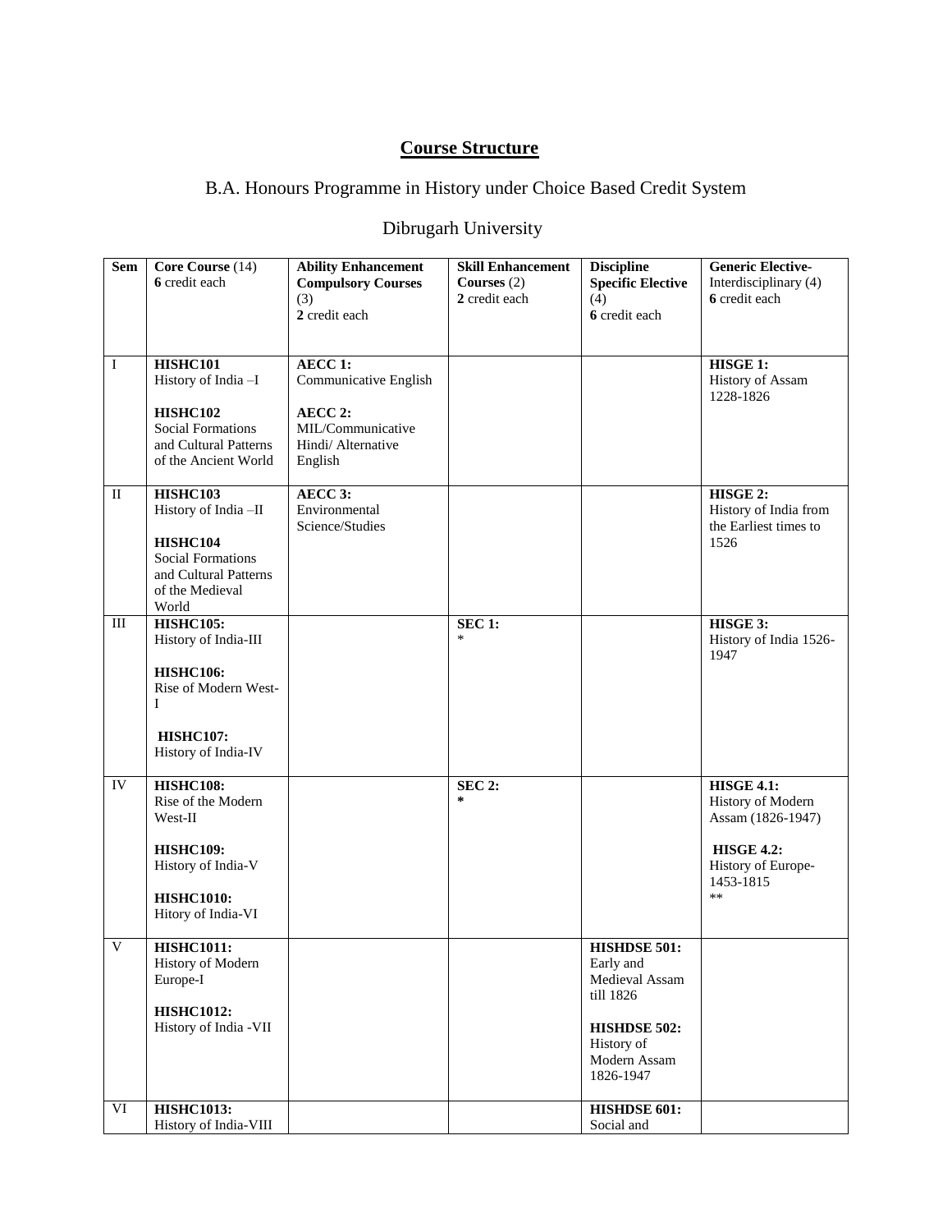# Course Structure

B.A. Honours Programme in History under Choice Based Credit System

Dibrugarh University

| Sem | Core Course (14) 6 credit each | Ability Enhancement Compulsory Courses (3) 2 credit each | Skill Enhancement Courses (2) 2 credit each | Discipline Specific Elective (4) 6 credit each | Generic Elective- Interdisciplinary (4) 6 credit each |
|---|---|---|---|---|---|
| I | **HISHC101** History of India –I<br><br>**HISHC102** Social Formations and Cultural Patterns of the Ancient World | **AECC 1:** Communicative English<br><br>**AECC 2:** MIL/Communicative Hindi/ Alternative English | | | **HISGE 1:** History of Assam 1228-1826 |
| II | **HISHC103** History of India –II<br><br>**HISHC104** Social Formations and Cultural Patterns of the Medieval World | **AECC 3:** Environmental Science/Studies | | | **HISGE 2:** History of India from the Earliest times to 1526 |
| III | **HISHC105:** History of India-III<br><br>**HISHC106:** Rise of Modern West-I<br><br>**HISHC107:** History of India-IV | | **SEC 1:** * | | **HISGE 3:** History of India 1526-1947 |
| IV | **HISHC108:** Rise of the Modern West-II<br><br>**HISHC109:** History of India-V<br><br>**HISHC1010:** Hitory of India-VI | | **SEC 2:** * | | **HISGE 4.1:** History of Modern Assam (1826-1947)<br><br>**HISGE 4.2:** History of Europe-1453-1815 ** |
| V | **HISHC1011:** History of Modern Europe-I<br><br>**HISHC1012:** History of India -VII | | | **HISHDSE 501:** Early and Medieval Assam till 1826<br><br>**HISHDSE 502:** History of Modern Assam 1826-1947 | |
| VI | **HISHC1013:** History of India-VIII | | | **HISHDSE 601:** Social and | |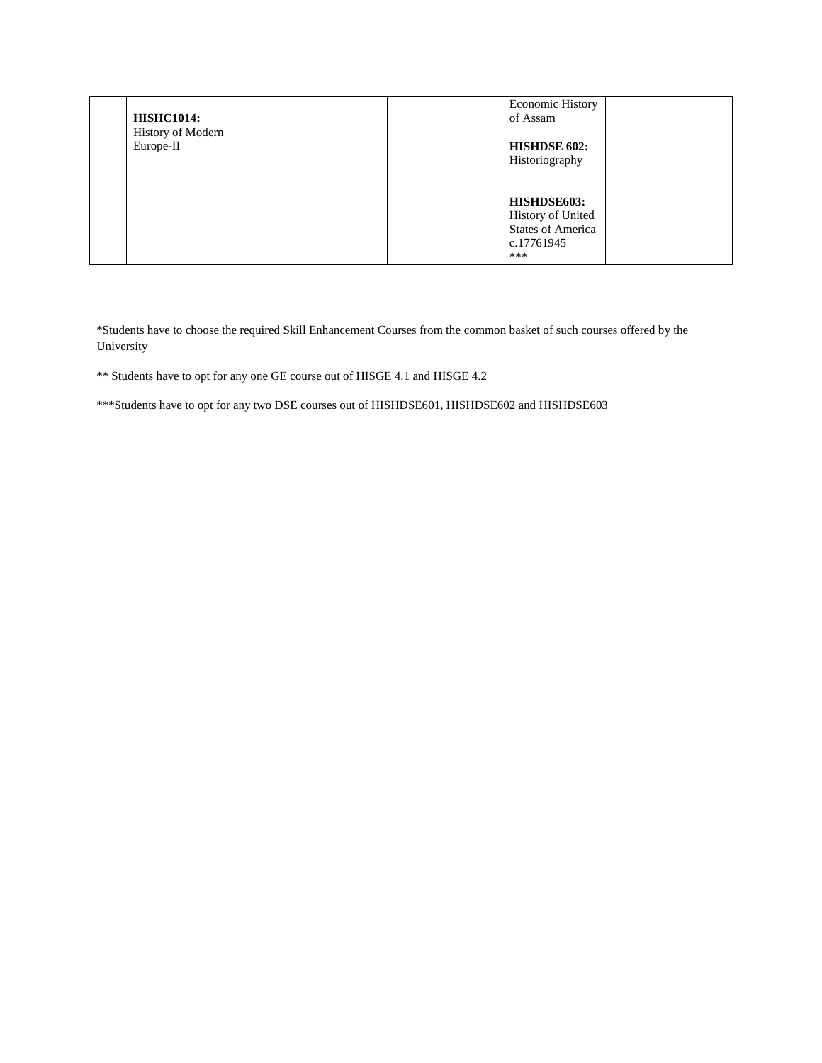| | | | | | |
|---|---|---|---|---|---|
| | **HISHC1014:** History of Modern Europe-II | | | Economic History of Assam<br><br>**HISHDSE 602:** Historiography<br><br>**HISHDSE603:** History of United States of America c.17761945 *** | |

*Students have to choose the required Skill Enhancement Courses from the common basket of such courses offered by the University

** Students have to opt for any one GE course out of HISGE 4.1 and HISGE 4.2

***Students have to opt for any two DSE courses out of HISHDSE601, HISHDSE602 and HISHDSE603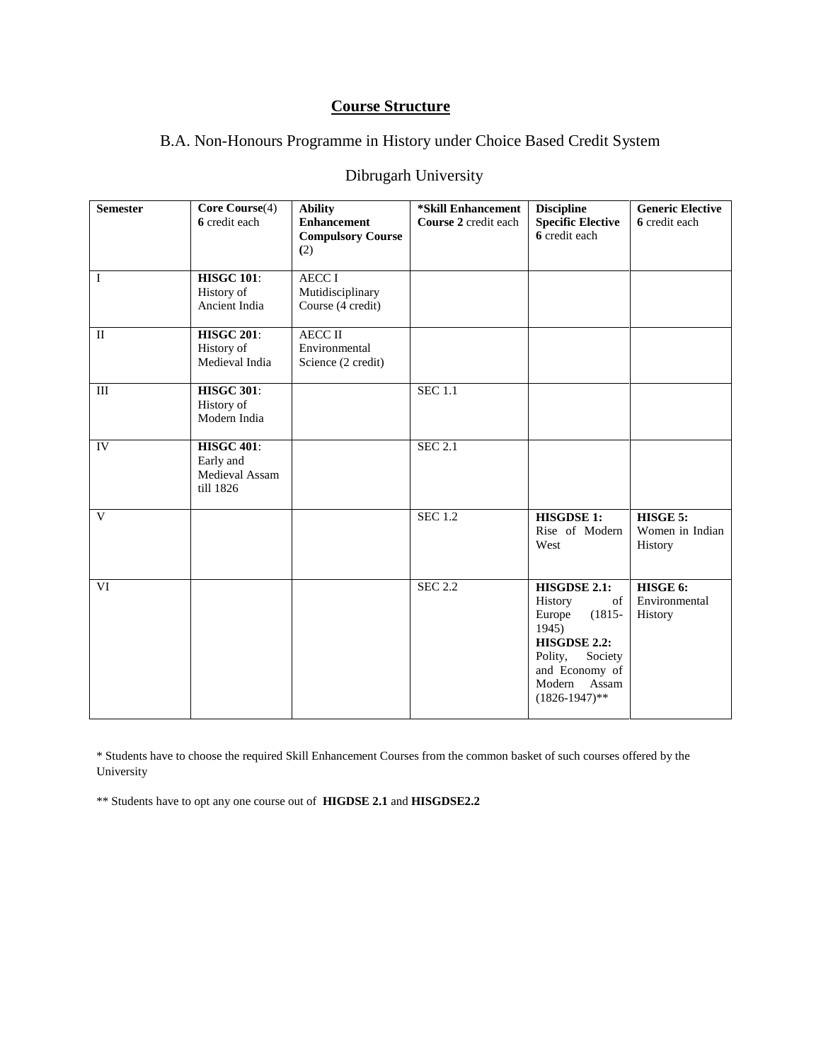## Course Structure

B.A. Non-Honours Programme in History under Choice Based Credit System

Dibrugarh University

| **Semester** | **Core Course**(4) **6** credit each | **Ability Enhancement Compulsory Course (**2) | ***Skill Enhancement Course 2** credit each | **Discipline Specific Elective 6** credit each | **Generic Elective 6** credit each |
|---|---|---|---|---|---|
| I | **HISGC 101**: History of Ancient India | AECC I Mutidisciplinary Course (4 credit) | | | |
| II | **HISGC 201**: History of Medieval India | AECC II Environmental Science (2 credit) | | | |
| III | **HISGC 301**: History of Modern India | | SEC 1.1 | | |
| IV | **HISGC 401**: Early and Medieval Assam till 1826 | | SEC 2.1 | | |
| V | | | SEC 1.2 | **HISGDSE 1:** Rise of Modern West | **HISGE 5:** Women in Indian History |
| VI | | | SEC 2.2 | **HISGDSE 2.1:** History of Europe (1815-1945) **HISGDSE 2.2:** Polity, Society and Economy of Modern Assam (1826-1947)** | **HISGE 6:** Environmental History |

* Students have to choose the required Skill Enhancement Courses from the common basket of such courses offered by the University

** Students have to opt any one course out of **HIGDSE 2.1** and **HISGDSE2.2**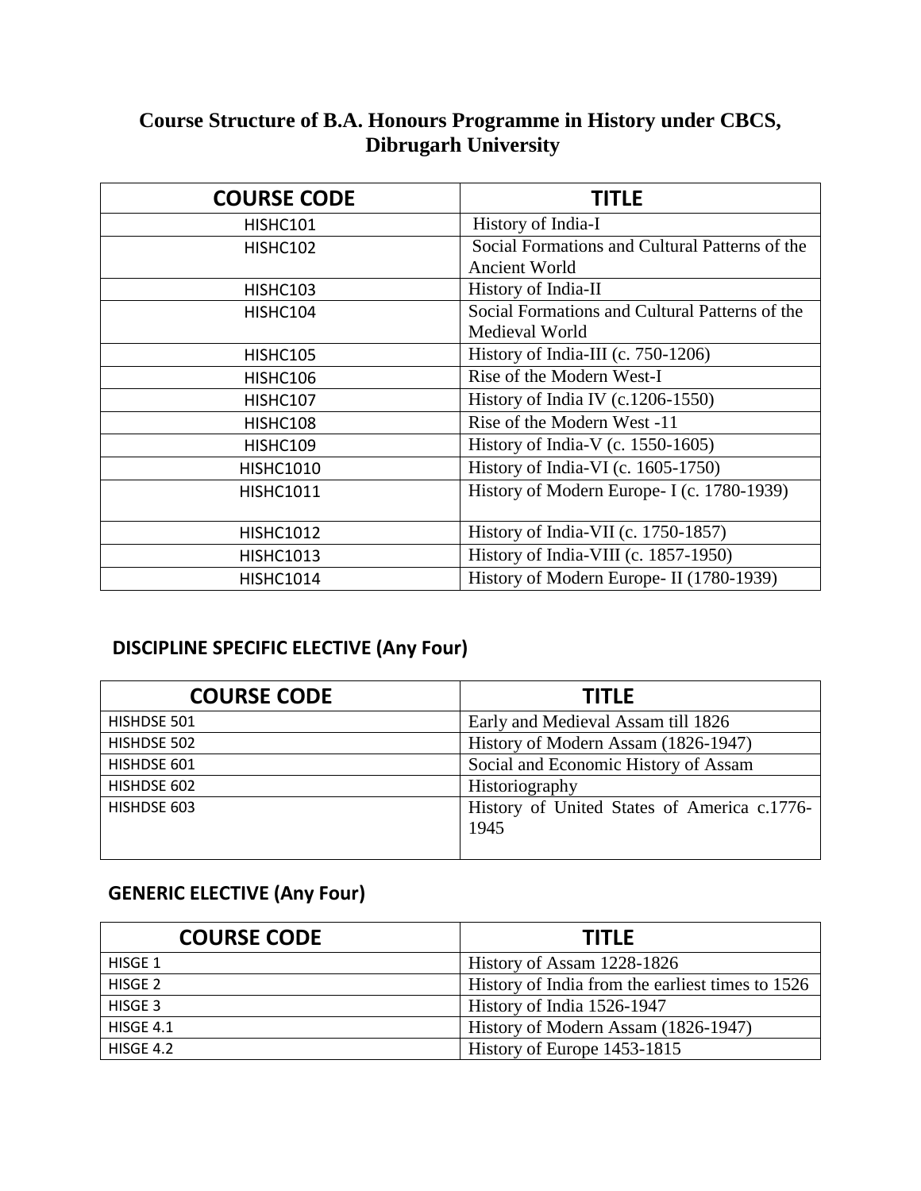# Course Structure of B.A. Honours Programme in History under CBCS, Dibrugarh University

| COURSE CODE | TITLE |
|---|---|
| HISHC101 | History of India-I |
| HISHC102 | Social Formations and Cultural Patterns of the Ancient World |
| HISHC103 | History of India-II |
| HISHC104 | Social Formations and Cultural Patterns of the Medieval World |
| HISHC105 | History of India-III (c. 750-1206) |
| HISHC106 | Rise of the Modern West-I |
| HISHC107 | History of India IV (c.1206-1550) |
| HISHC108 | Rise of the Modern West -11 |
| HISHC109 | History of India-V (c. 1550-1605) |
| HISHC1010 | History of India-VI (c. 1605-1750) |
| HISHC1011 | History of Modern Europe- I (c. 1780-1939) |
| HISHC1012 | History of India-VII (c. 1750-1857) |
| HISHC1013 | History of India-VIII (c. 1857-1950) |
| HISHC1014 | History of Modern Europe- II (1780-1939) |

## DISCIPLINE SPECIFIC ELECTIVE (Any Four)

| COURSE CODE | TITLE |
|---|---|
| HISHDSE 501 | Early and Medieval Assam till 1826 |
| HISHDSE 502 | History of Modern Assam (1826-1947) |
| HISHDSE 601 | Social and Economic History of Assam |
| HISHDSE 602 | Historiography |
| HISHDSE 603 | History of United States of America c.1776-1945 |

## GENERIC ELECTIVE (Any Four)

| COURSE CODE | TITLE |
|---|---|
| HISGE 1 | History of Assam 1228-1826 |
| HISGE 2 | History of India from the earliest times to 1526 |
| HISGE 3 | History of India 1526-1947 |
| HISGE 4.1 | History of Modern Assam (1826-1947) |
| HISGE 4.2 | History of Europe 1453-1815 |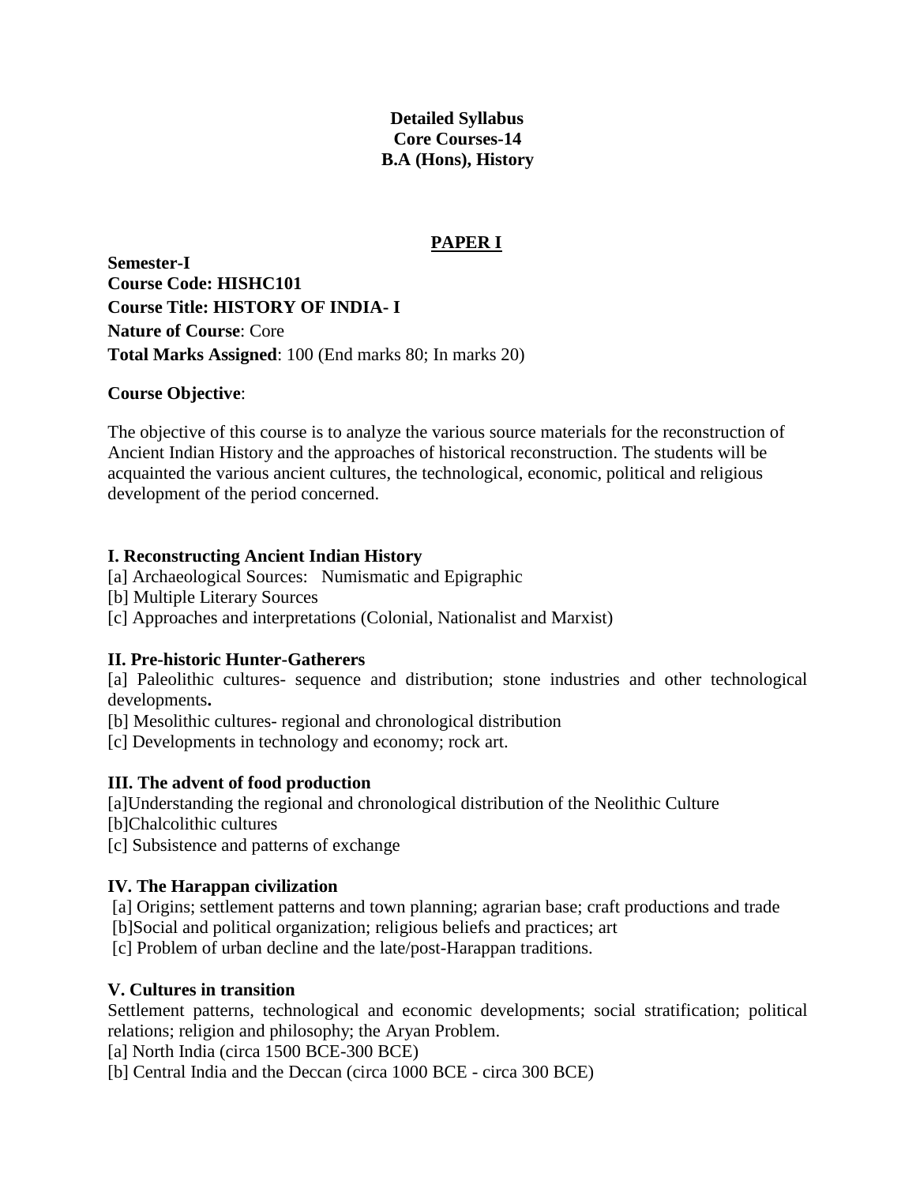**Detailed Syllabus**
**Core Courses-14**
**B.A (Hons), History**

## PAPER I

**Semester-I**
**Course Code: HISHC101**
**Course Title: HISTORY OF INDIA- I**
**Nature of Course**: Core
**Total Marks Assigned**: 100 (End marks 80; In marks 20)

**Course Objective**:

The objective of this course is to analyze the various source materials for the reconstruction of Ancient Indian History and the approaches of historical reconstruction. The students will be acquainted the various ancient cultures, the technological, economic, political and religious development of the period concerned.

### I. Reconstructing Ancient Indian History

[a] Archaeological Sources: Numismatic and Epigraphic
[b] Multiple Literary Sources
[c] Approaches and interpretations (Colonial, Nationalist and Marxist)

### II. Pre-historic Hunter-Gatherers

[a] Paleolithic cultures- sequence and distribution; stone industries and other technological developments**.**
[b] Mesolithic cultures- regional and chronological distribution
[c] Developments in technology and economy; rock art.

### III. The advent of food production

[a]Understanding the regional and chronological distribution of the Neolithic Culture
[b]Chalcolithic cultures
[c] Subsistence and patterns of exchange

### IV. The Harappan civilization

[a] Origins; settlement patterns and town planning; agrarian base; craft productions and trade
[b]Social and political organization; religious beliefs and practices; art
[c] Problem of urban decline and the late/post-Harappan traditions.

### V. Cultures in transition

Settlement patterns, technological and economic developments; social stratification; political relations; religion and philosophy; the Aryan Problem.
[a] North India (circa 1500 BCE-300 BCE)
[b] Central India and the Deccan (circa 1000 BCE - circa 300 BCE)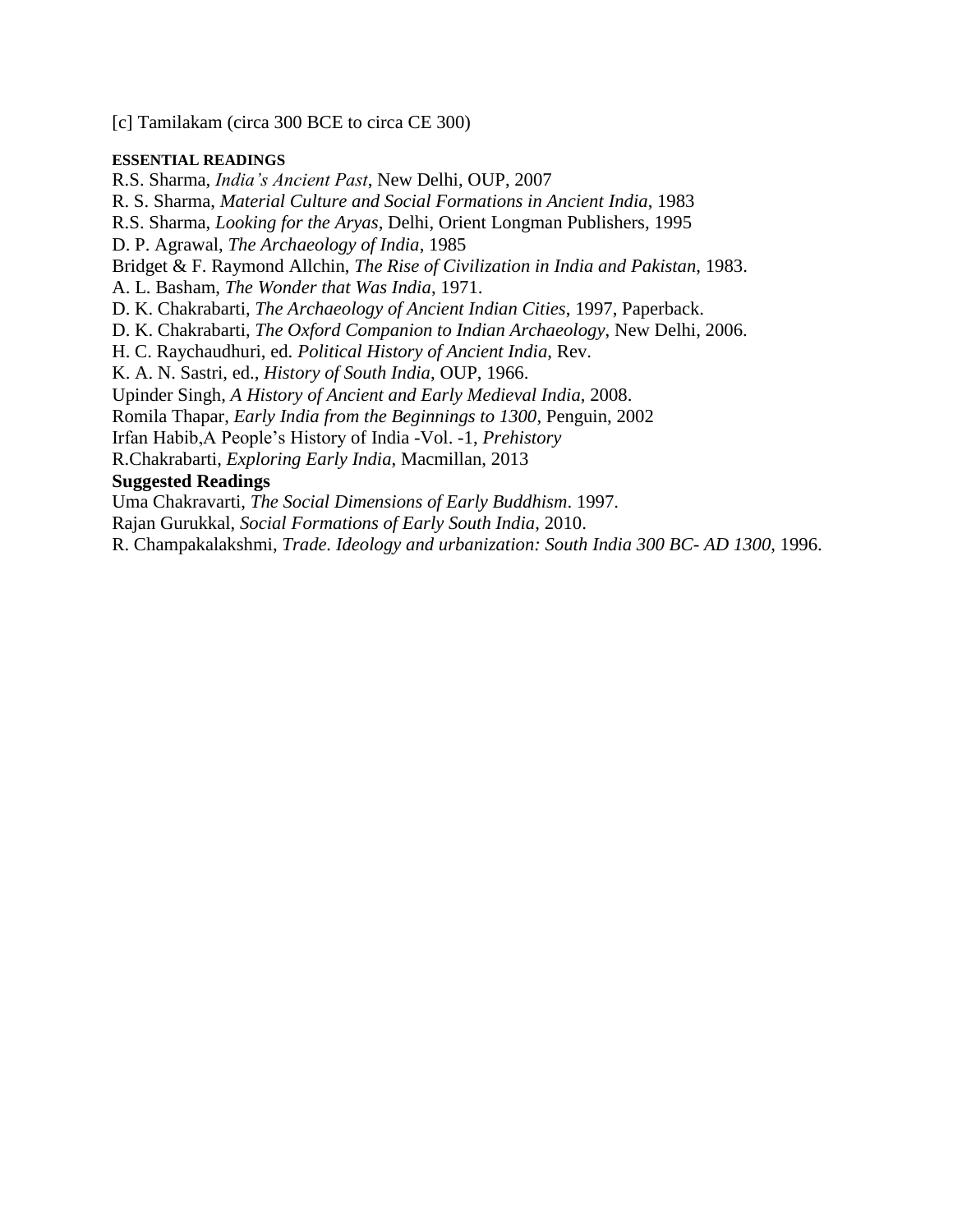[c] Tamilakam (circa 300 BCE to circa CE 300)

**ESSENTIAL READINGS**

R.S. Sharma, *India's Ancient Past*, New Delhi, OUP, 2007

R. S. Sharma, *Material Culture and Social Formations in Ancient India*, 1983

R.S. Sharma, *Looking for the Aryas*, Delhi, Orient Longman Publishers, 1995

D. P. Agrawal, *The Archaeology of India*, 1985

Bridget & F. Raymond Allchin, *The Rise of Civilization in India and Pakistan*, 1983.

A. L. Basham, *The Wonder that Was India*, 1971.

D. K. Chakrabarti, *The Archaeology of Ancient Indian Cities*, 1997, Paperback.

D. K. Chakrabarti, *The Oxford Companion to Indian Archaeology*, New Delhi, 2006.

H. C. Raychaudhuri, ed. *Political History of Ancient India*, Rev.

K. A. N. Sastri, ed., *History of South India*, OUP, 1966.

Upinder Singh, *A History of Ancient and Early Medieval India*, 2008.

Romila Thapar, *Early India from the Beginnings to 1300*, Penguin, 2002

Irfan Habib,A People's History of India -Vol. -1, *Prehistory*

R.Chakrabarti, *Exploring Early India*, Macmillan, 2013

**Suggested Readings**

Uma Chakravarti, *The Social Dimensions of Early Buddhism*. 1997.

Rajan Gurukkal, *Social Formations of Early South India*, 2010.

R. Champakalakshmi, *Trade. Ideology and urbanization: South India 300 BC- AD 1300*, 1996.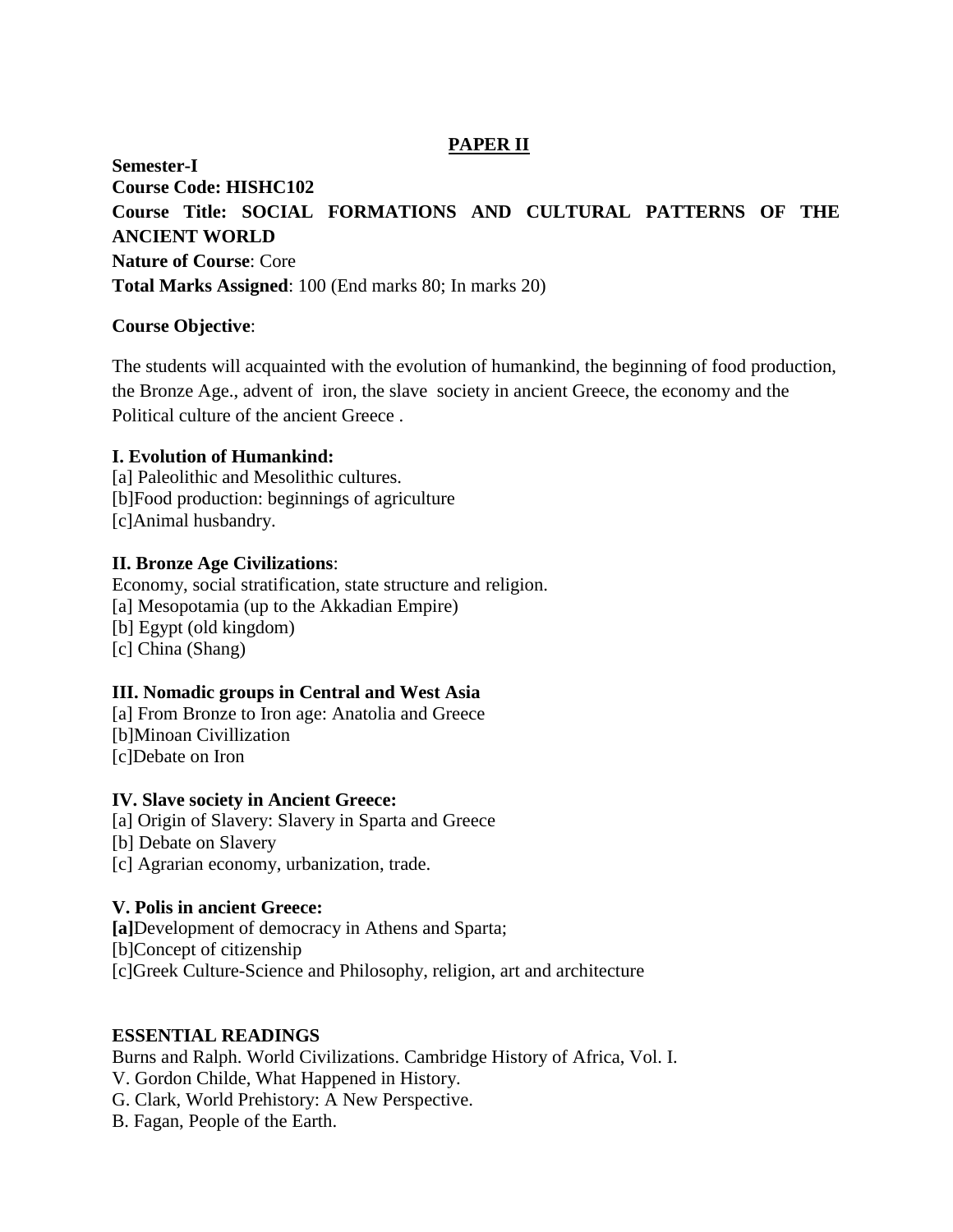## PAPER II

**Semester-I**
**Course Code: HISHC102**
**Course Title: SOCIAL FORMATIONS AND CULTURAL PATTERNS OF THE ANCIENT WORLD**
**Nature of Course**: Core
**Total Marks Assigned**: 100 (End marks 80; In marks 20)

**Course Objective**:

The students will acquainted with the evolution of humankind, the beginning of food production, the Bronze Age., advent of iron, the slave society in ancient Greece, the economy and the Political culture of the ancient Greece .

**I. Evolution of Humankind:**
[a] Paleolithic and Mesolithic cultures.
[b]Food production: beginnings of agriculture
[c]Animal husbandry.

**II. Bronze Age Civilizations**:
Economy, social stratification, state structure and religion.
[a] Mesopotamia (up to the Akkadian Empire)
[b] Egypt (old kingdom)
[c] China (Shang)

**III. Nomadic groups in Central and West Asia**
[a] From Bronze to Iron age: Anatolia and Greece
[b]Minoan Civillization
[c]Debate on Iron

**IV. Slave society in Ancient Greece:**
[a] Origin of Slavery: Slavery in Sparta and Greece
[b] Debate on Slavery
[c] Agrarian economy, urbanization, trade.

**V. Polis in ancient Greece:**
**[a]**Development of democracy in Athens and Sparta;
[b]Concept of citizenship
[c]Greek Culture-Science and Philosophy, religion, art and architecture

**ESSENTIAL READINGS**
Burns and Ralph. World Civilizations. Cambridge History of Africa, Vol. I.
V. Gordon Childe, What Happened in History.
G. Clark, World Prehistory: A New Perspective.
B. Fagan, People of the Earth.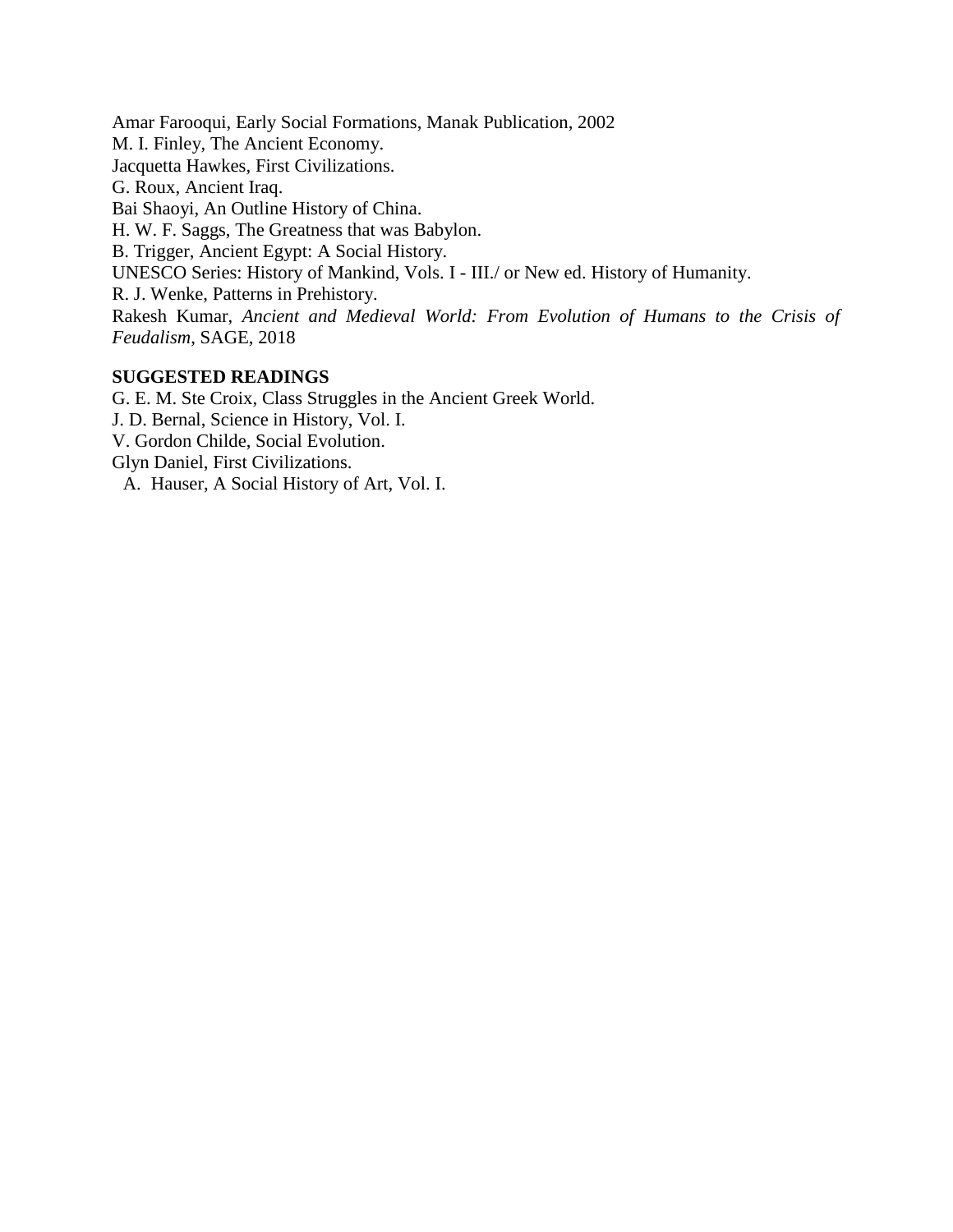Amar Farooqui, Early Social Formations, Manak Publication, 2002

M. I. Finley, The Ancient Economy.

Jacquetta Hawkes, First Civilizations.

G. Roux, Ancient Iraq.

Bai Shaoyi, An Outline History of China.

H. W. F. Saggs, The Greatness that was Babylon.

B. Trigger, Ancient Egypt: A Social History.

UNESCO Series: History of Mankind, Vols. I - III./ or New ed. History of Humanity.

R. J. Wenke, Patterns in Prehistory.

Rakesh Kumar, *Ancient and Medieval World: From Evolution of Humans to the Crisis of Feudalism*, SAGE, 2018

**SUGGESTED READINGS**

G. E. M. Ste Croix, Class Struggles in the Ancient Greek World.

J. D. Bernal, Science in History, Vol. I.

V. Gordon Childe, Social Evolution.

Glyn Daniel, First Civilizations.

A. Hauser, A Social History of Art, Vol. I.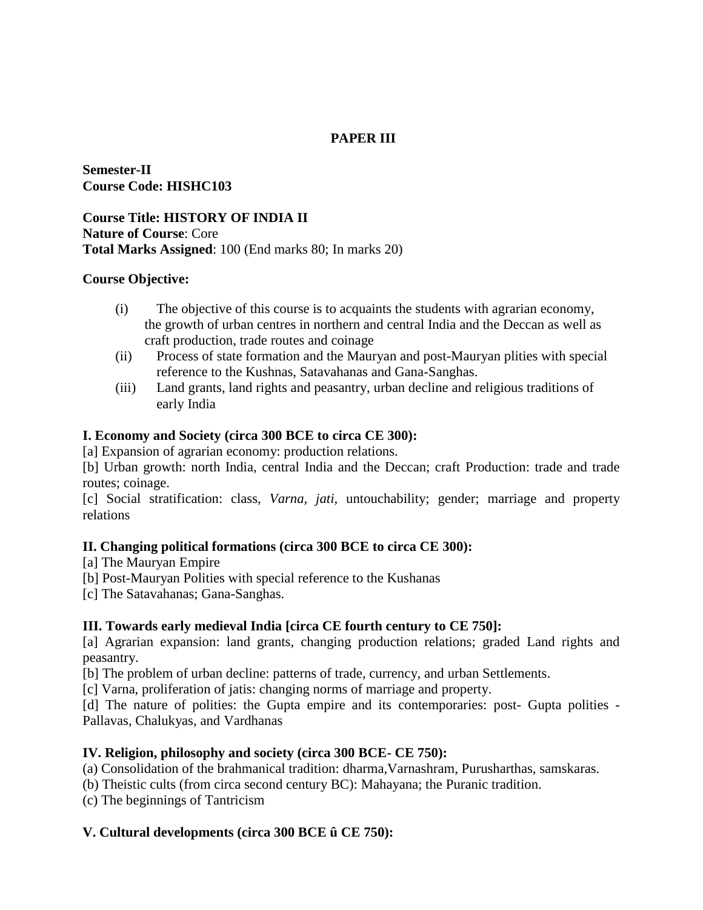## PAPER III

**Semester-II**
**Course Code: HISHC103**

**Course Title: HISTORY OF INDIA II**
**Nature of Course**: Core
**Total Marks Assigned**: 100 (End marks 80; In marks 20)

**Course Objective:**

(i) The objective of this course is to acquaints the students with agrarian economy, the growth of urban centres in northern and central India and the Deccan as well as craft production, trade routes and coinage
(ii) Process of state formation and the Mauryan and post-Mauryan plities with special reference to the Kushnas, Satavahanas and Gana-Sanghas.
(iii) Land grants, land rights and peasantry, urban decline and religious traditions of early India

**I. Economy and Society (circa 300 BCE to circa CE 300):**

[a] Expansion of agrarian economy: production relations.
[b] Urban growth: north India, central India and the Deccan; craft Production: trade and trade routes; coinage.
[c] Social stratification: class, *Varna, jati,* untouchability; gender; marriage and property relations

**II. Changing political formations (circa 300 BCE to circa CE 300):**

[a] The Mauryan Empire
[b] Post-Mauryan Polities with special reference to the Kushanas
[c] The Satavahanas; Gana-Sanghas.

**III. Towards early medieval India [circa CE fourth century to CE 750]:**

[a] Agrarian expansion: land grants, changing production relations; graded Land rights and peasantry.
[b] The problem of urban decline: patterns of trade, currency, and urban Settlements.
[c] Varna, proliferation of jatis: changing norms of marriage and property.
[d] The nature of polities: the Gupta empire and its contemporaries: post- Gupta polities - Pallavas, Chalukyas, and Vardhanas

**IV. Religion, philosophy and society (circa 300 BCE- CE 750):**

(a) Consolidation of the brahmanical tradition: dharma,Varnashram, Purusharthas, samskaras.
(b) Theistic cults (from circa second century BC): Mahayana; the Puranic tradition.
(c) The beginnings of Tantricism

**V. Cultural developments (circa 300 BCE û CE 750):**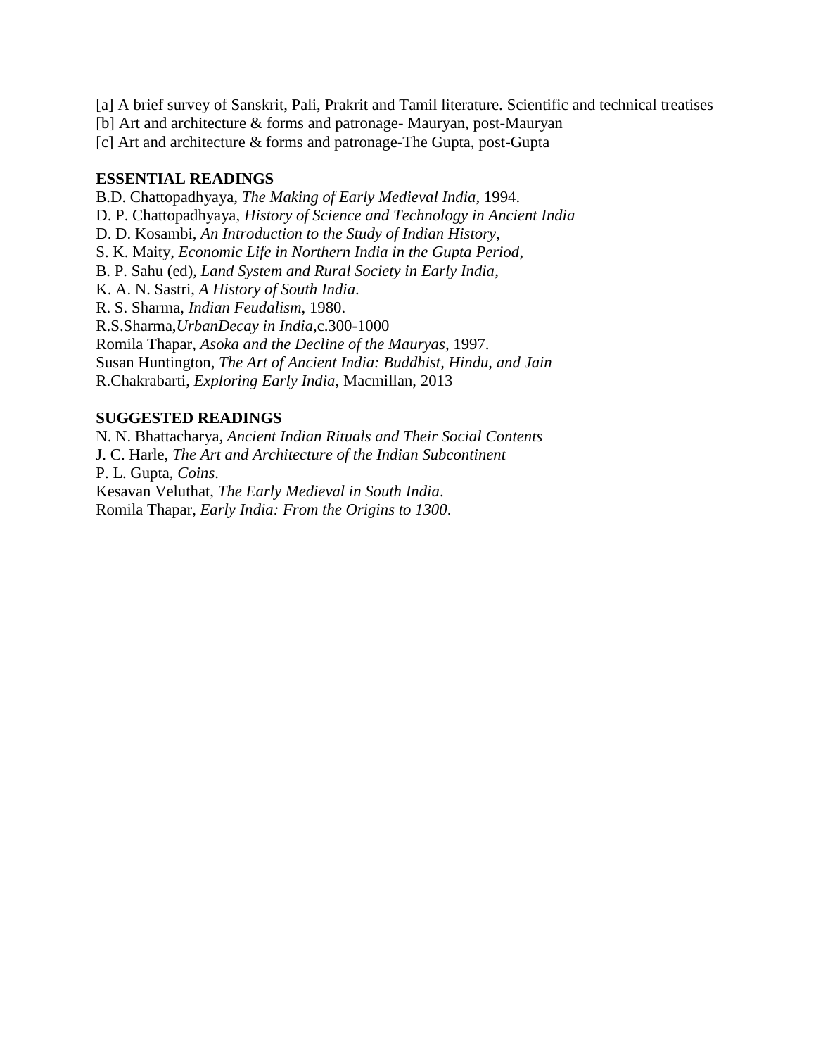[a] A brief survey of Sanskrit, Pali, Prakrit and Tamil literature. Scientific and technical treatises
[b] Art and architecture & forms and patronage- Mauryan, post-Mauryan
[c] Art and architecture & forms and patronage-The Gupta, post-Gupta

**ESSENTIAL READINGS**

B.D. Chattopadhyaya, *The Making of Early Medieval India*, 1994.
D. P. Chattopadhyaya, *History of Science and Technology in Ancient India*
D. D. Kosambi, *An Introduction to the Study of Indian History*,
S. K. Maity, *Economic Life in Northern India in the Gupta Period*,
B. P. Sahu (ed), *Land System and Rural Society in Early India*,
K. A. N. Sastri, *A History of South India*.
R. S. Sharma, *Indian Feudalism*, 1980.
R.S.Sharma,*UrbanDecay in India*,c.300-1000
Romila Thapar, *Asoka and the Decline of the Mauryas*, 1997.
Susan Huntington, *The Art of Ancient India: Buddhist, Hindu, and Jain*
R.Chakrabarti, *Exploring Early India*, Macmillan, 2013

**SUGGESTED READINGS**

N. N. Bhattacharya, *Ancient Indian Rituals and Their Social Contents*
J. C. Harle, *The Art and Architecture of the Indian Subcontinent*
P. L. Gupta, *Coins*.
Kesavan Veluthat, *The Early Medieval in South India*.
Romila Thapar, *Early India: From the Origins to 1300*.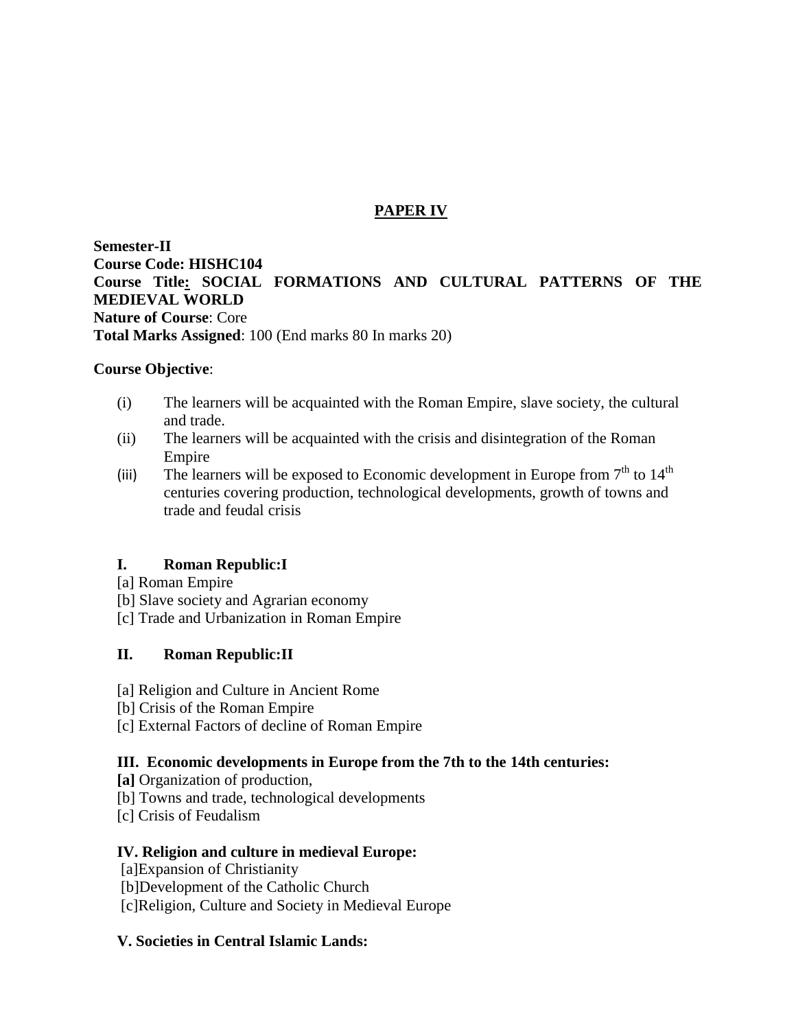## PAPER IV

**Semester-II**
**Course Code: HISHC104**
**Course Title: SOCIAL FORMATIONS AND CULTURAL PATTERNS OF THE MEDIEVAL WORLD**
**Nature of Course**: Core
**Total Marks Assigned**: 100 (End marks 80 In marks 20)

**Course Objective**:

(i) The learners will be acquainted with the Roman Empire, slave society, the cultural and trade.
(ii) The learners will be acquainted with the crisis and disintegration of the Roman Empire
(iii) The learners will be exposed to Economic development in Europe from 7th to 14th centuries covering production, technological developments, growth of towns and trade and feudal crisis

**I. Roman Republic:I**

[a] Roman Empire
[b] Slave society and Agrarian economy
[c] Trade and Urbanization in Roman Empire

**II. Roman Republic:II**

[a] Religion and Culture in Ancient Rome
[b] Crisis of the Roman Empire
[c] External Factors of decline of Roman Empire

**III. Economic developments in Europe from the 7th to the 14th centuries:**

**[a]** Organization of production,
[b] Towns and trade, technological developments
[c] Crisis of Feudalism

**IV. Religion and culture in medieval Europe:**

[a]Expansion of Christianity
[b]Development of the Catholic Church
[c]Religion, Culture and Society in Medieval Europe

**V. Societies in Central Islamic Lands:**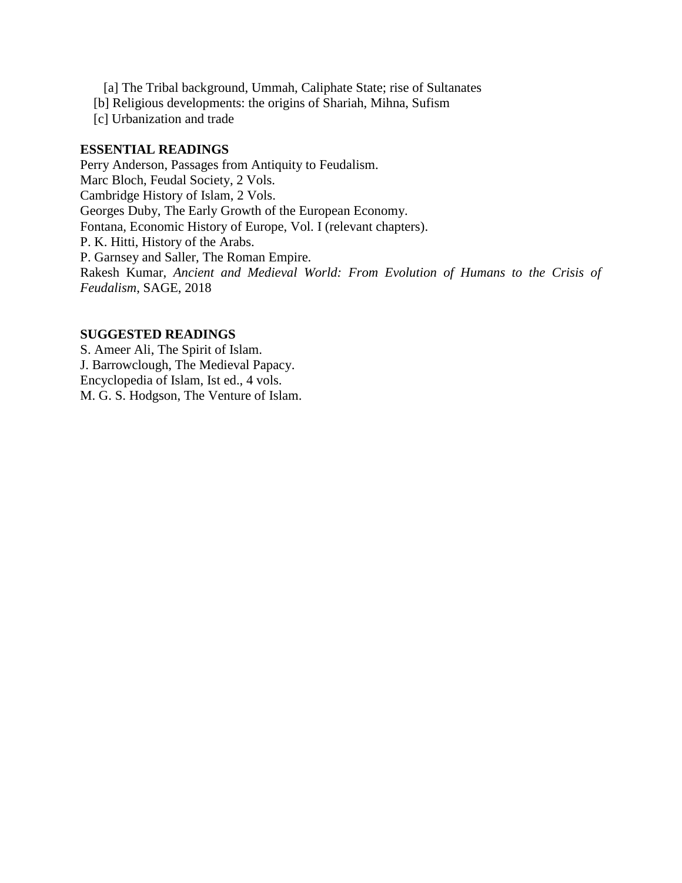[a] The Tribal background, Ummah, Caliphate State; rise of Sultanates
[b] Religious developments: the origins of Shariah, Mihna, Sufism
[c] Urbanization and trade

**ESSENTIAL READINGS**

Perry Anderson, Passages from Antiquity to Feudalism.
Marc Bloch, Feudal Society, 2 Vols.
Cambridge History of Islam, 2 Vols.
Georges Duby, The Early Growth of the European Economy.
Fontana, Economic History of Europe, Vol. I (relevant chapters).
P. K. Hitti, History of the Arabs.
P. Garnsey and Saller, The Roman Empire.
Rakesh Kumar, *Ancient and Medieval World: From Evolution of Humans to the Crisis of Feudalism*, SAGE, 2018

**SUGGESTED READINGS**

S. Ameer Ali, The Spirit of Islam.
J. Barrowclough, The Medieval Papacy.
Encyclopedia of Islam, Ist ed., 4 vols.
M. G. S. Hodgson, The Venture of Islam.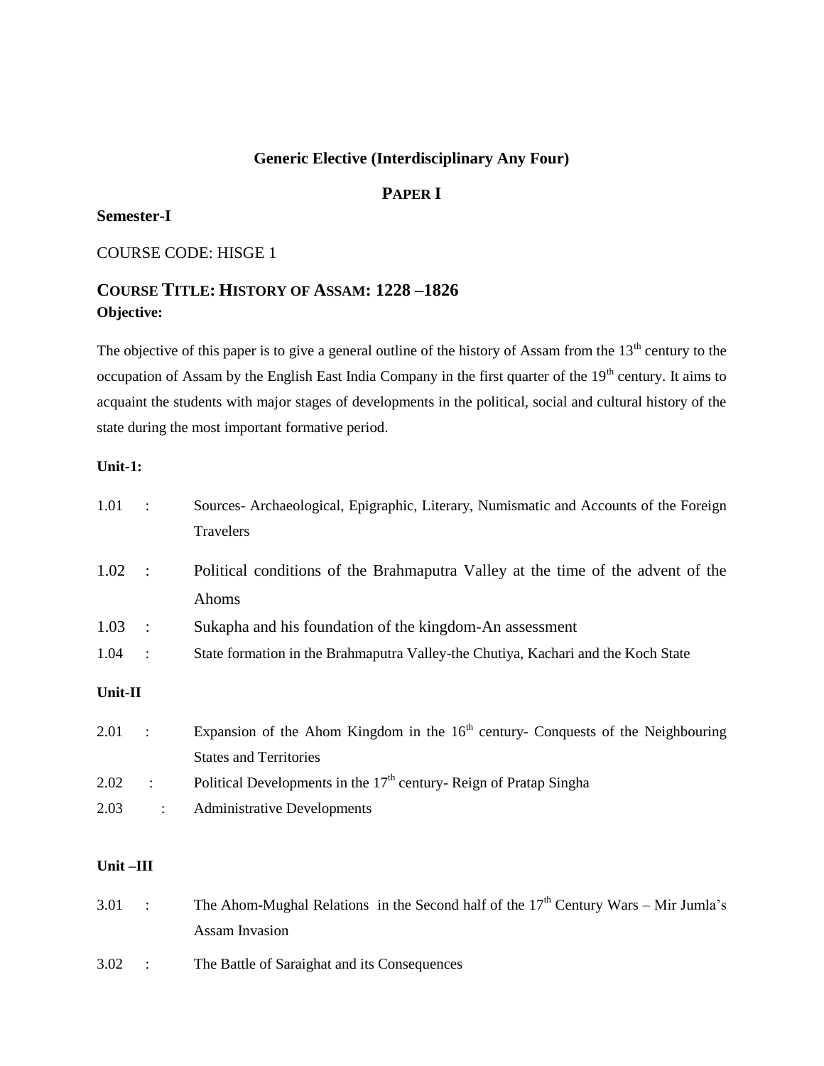**Generic Elective (Interdisciplinary Any Four)**

## PAPER I

**Semester-I**

COURSE CODE: HISGE 1

## COURSE TITLE: HISTORY OF ASSAM: 1228 –1826

**Objective:**

The objective of this paper is to give a general outline of the history of Assam from the 13th century to the occupation of Assam by the English East India Company in the first quarter of the 19th century. It aims to acquaint the students with major stages of developments in the political, social and cultural history of the state during the most important formative period.

**Unit-1:**

1.01 : Sources- Archaeological, Epigraphic, Literary, Numismatic and Accounts of the Foreign Travelers

1.02 : Political conditions of the Brahmaputra Valley at the time of the advent of the Ahoms

1.03 : Sukapha and his foundation of the kingdom-An assessment

1.04 : State formation in the Brahmaputra Valley-the Chutiya, Kachari and the Koch State

**Unit-II**

2.01 : Expansion of the Ahom Kingdom in the 16th century- Conquests of the Neighbouring States and Territories

2.02 : Political Developments in the 17th century- Reign of Pratap Singha

2.03 : Administrative Developments

**Unit –III**

3.01 : The Ahom-Mughal Relations in the Second half of the 17th Century Wars – Mir Jumla's Assam Invasion

3.02 : The Battle of Saraighat and its Consequences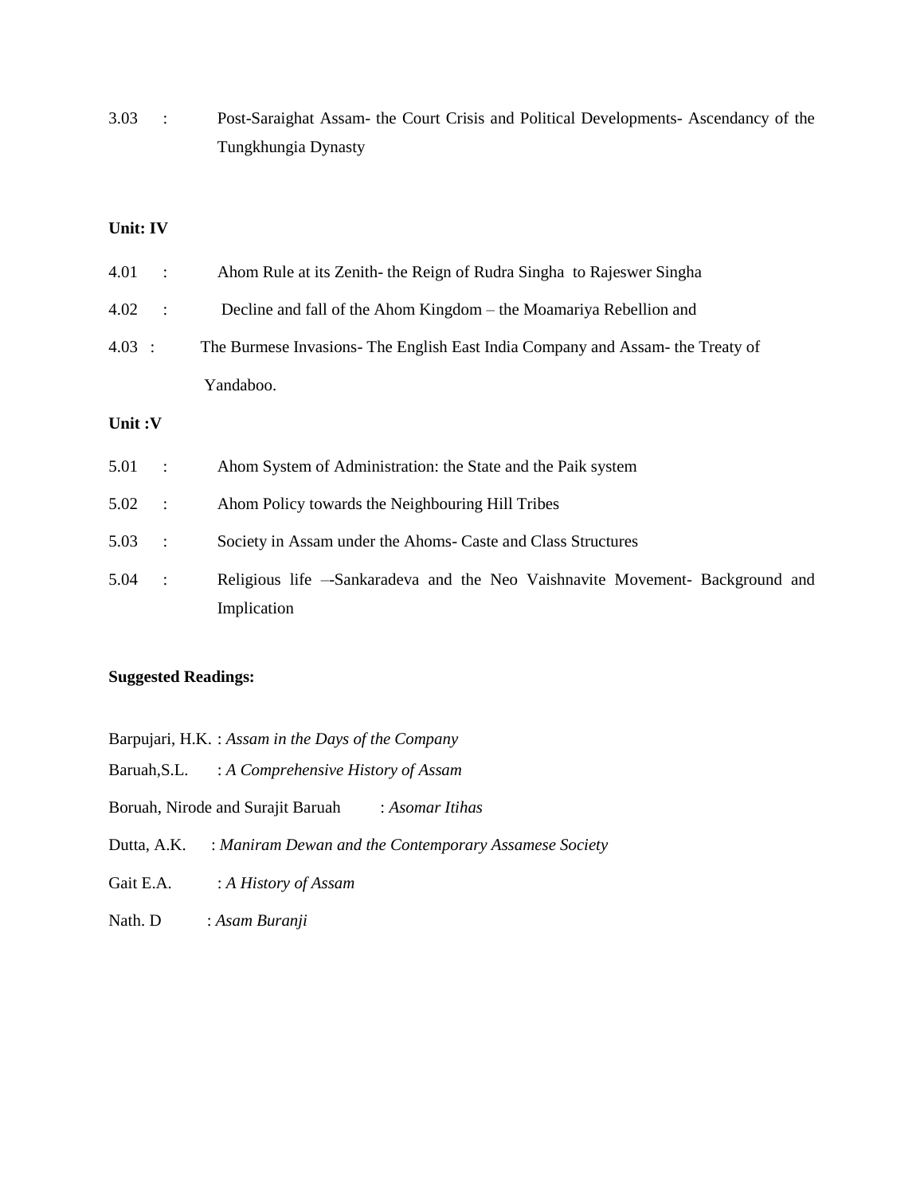3.03 : Post-Saraighat Assam- the Court Crisis and Political Developments- Ascendancy of the Tungkhungia Dynasty

**Unit: IV**

4.01 : Ahom Rule at its Zenith- the Reign of Rudra Singha to Rajeswer Singha

4.02 : Decline and fall of the Ahom Kingdom – the Moamariya Rebellion and

4.03 : The Burmese Invasions- The English East India Company and Assam- the Treaty of Yandaboo.

**Unit :V**

5.01 : Ahom System of Administration: the State and the Paik system

5.02 : Ahom Policy towards the Neighbouring Hill Tribes

5.03 : Society in Assam under the Ahoms- Caste and Class Structures

5.04 : Religious life –-Sankaradeva and the Neo Vaishnavite Movement- Background and Implication

**Suggested Readings:**

Barpujari, H.K. : *Assam in the Days of the Company*

Baruah,S.L. : *A Comprehensive History of Assam*

Boruah, Nirode and Surajit Baruah : *Asomar Itihas*

Dutta, A.K. : *Maniram Dewan and the Contemporary Assamese Society*

Gait E.A. : *A History of Assam*

Nath. D : *Asam Buranji*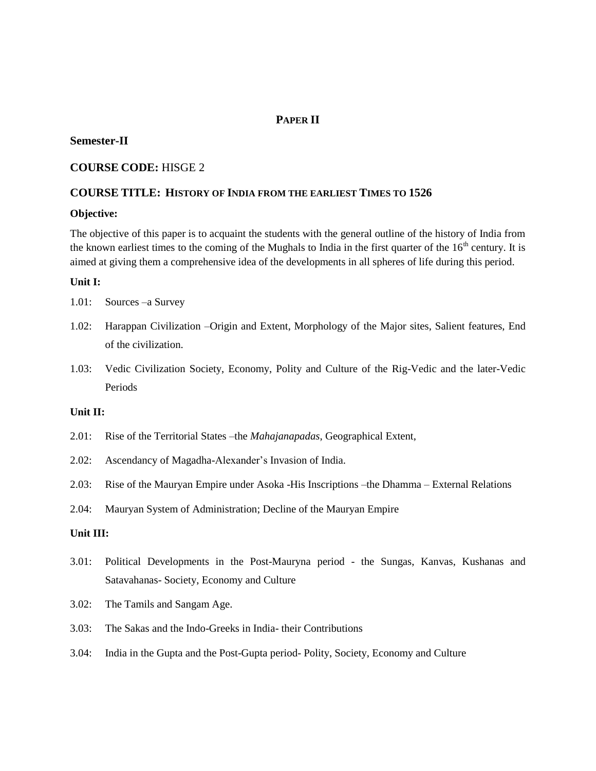## PAPER II

**Semester-II**

**COURSE CODE:** HISGE 2

**COURSE TITLE: HISTORY OF INDIA FROM THE EARLIEST TIMES TO 1526**

**Objective:**

The objective of this paper is to acquaint the students with the general outline of the history of India from the known earliest times to the coming of the Mughals to India in the first quarter of the 16th century. It is aimed at giving them a comprehensive idea of the developments in all spheres of life during this period.

**Unit I:**

1.01: Sources –a Survey

1.02: Harappan Civilization –Origin and Extent, Morphology of the Major sites, Salient features, End of the civilization.

1.03: Vedic Civilization Society, Economy, Polity and Culture of the Rig-Vedic and the later-Vedic Periods

**Unit II:**

2.01: Rise of the Territorial States –the *Mahajanapadas*, Geographical Extent,

2.02: Ascendancy of Magadha-Alexander's Invasion of India.

2.03: Rise of the Mauryan Empire under Asoka -His Inscriptions –the Dhamma – External Relations

2.04: Mauryan System of Administration; Decline of the Mauryan Empire

**Unit III:**

3.01: Political Developments in the Post-Mauryna period - the Sungas, Kanvas, Kushanas and Satavahanas- Society, Economy and Culture

3.02: The Tamils and Sangam Age.

3.03: The Sakas and the Indo-Greeks in India- their Contributions

3.04: India in the Gupta and the Post-Gupta period- Polity, Society, Economy and Culture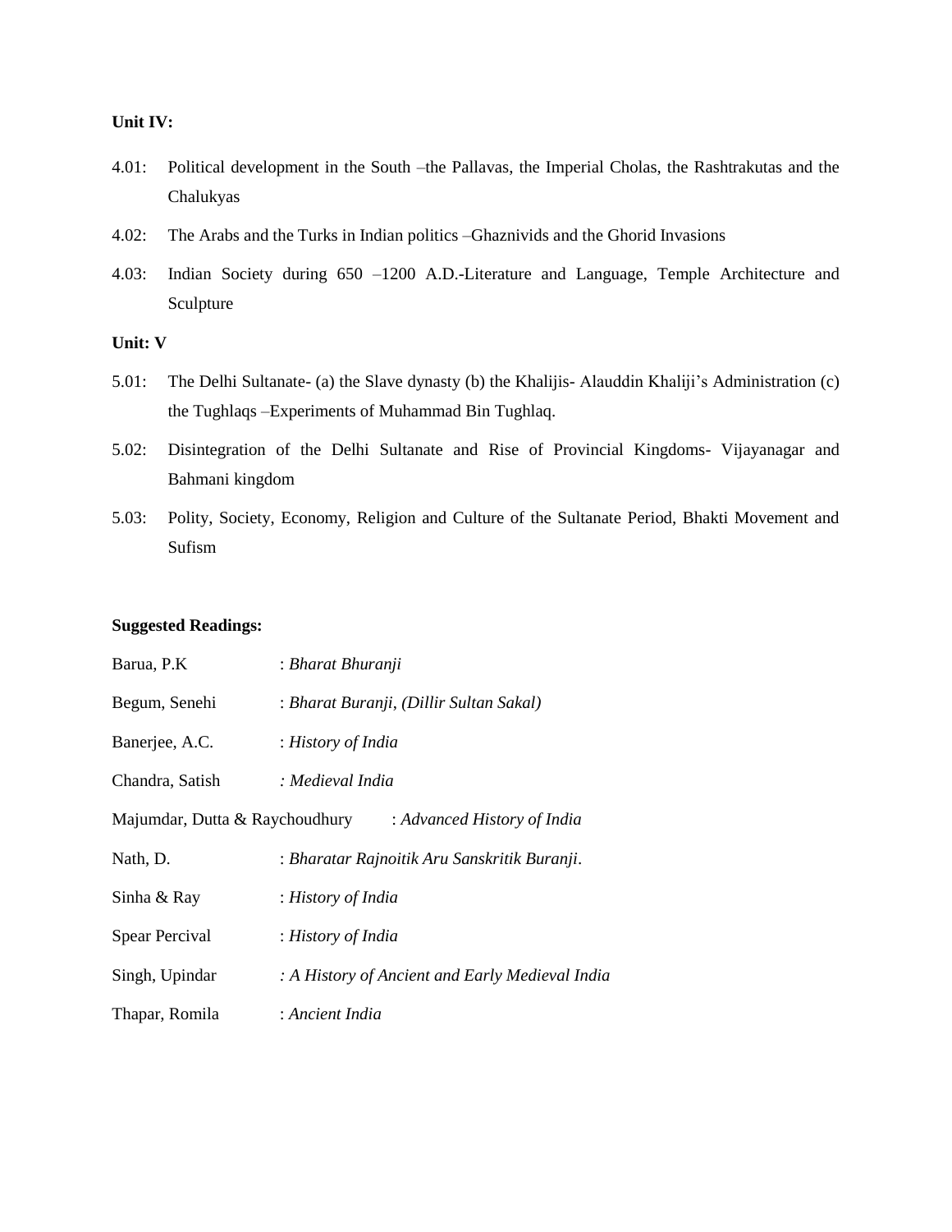**Unit IV:**

4.01: Political development in the South –the Pallavas, the Imperial Cholas, the Rashtrakutas and the Chalukyas

4.02: The Arabs and the Turks in Indian politics –Ghaznivids and the Ghorid Invasions

4.03: Indian Society during 650 –1200 A.D.-Literature and Language, Temple Architecture and Sculpture

**Unit: V**

5.01: The Delhi Sultanate- (a) the Slave dynasty (b) the Khalijis- Alauddin Khaliji's Administration (c) the Tughlaqs –Experiments of Muhammad Bin Tughlaq.

5.02: Disintegration of the Delhi Sultanate and Rise of Provincial Kingdoms- Vijayanagar and Bahmani kingdom

5.03: Polity, Society, Economy, Religion and Culture of the Sultanate Period, Bhakti Movement and Sufism

**Suggested Readings:**

Barua, P.K : *Bharat Bhuranji*

Begum, Senehi : *Bharat Buranji, (Dillir Sultan Sakal)*

Banerjee, A.C. : *History of India*

Chandra, Satish : *Medieval India*

Majumdar, Dutta & Raychoudhury : *Advanced History of India*

Nath, D. : *Bharatar Rajnoitik Aru Sanskritik Buranji*.

Sinha & Ray : *History of India*

Spear Percival : *History of India*

Singh, Upindar : *A History of Ancient and Early Medieval India*

Thapar, Romila : *Ancient India*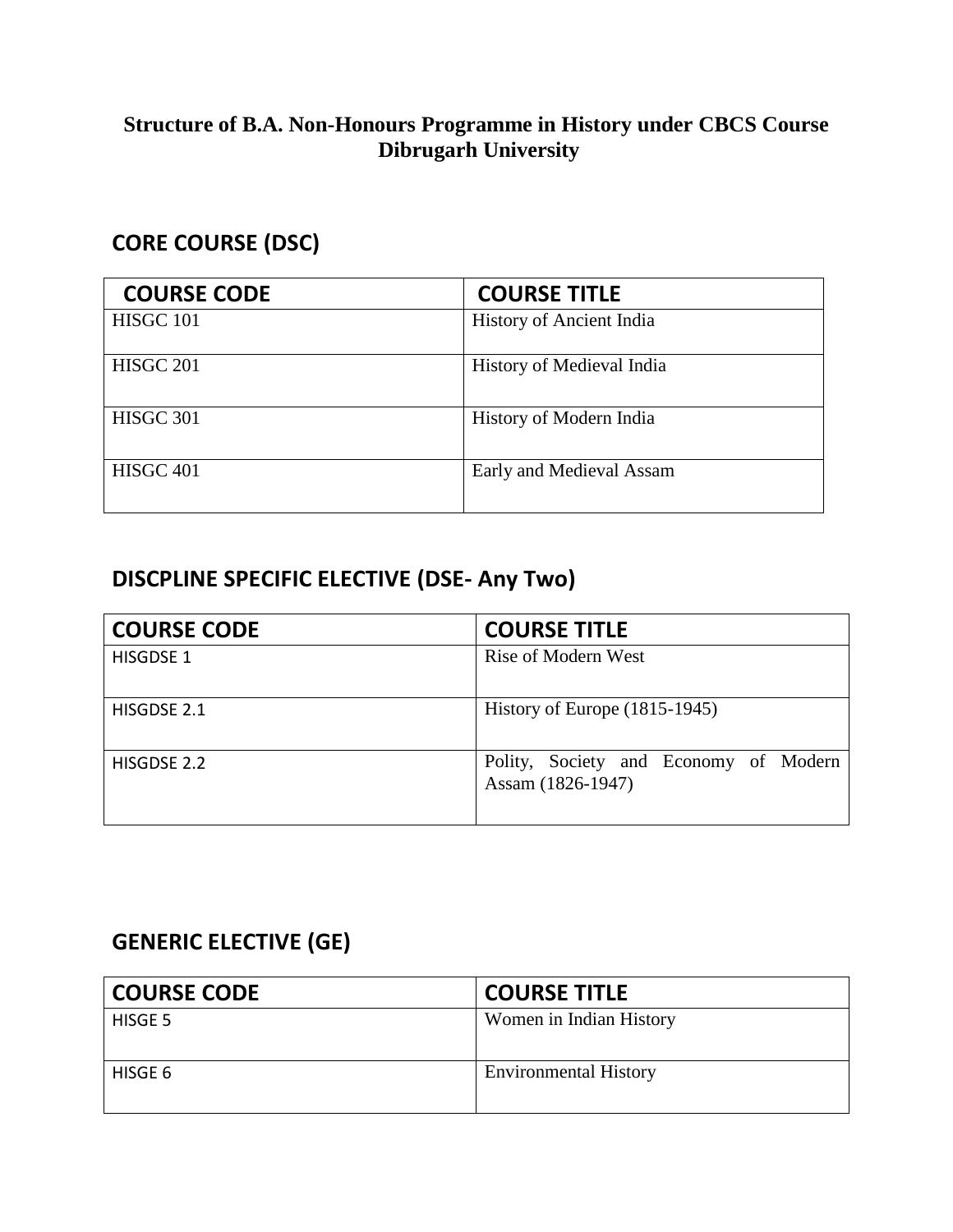**Structure of B.A. Non-Honours Programme in History under CBCS Course**
**Dibrugarh University**

## CORE COURSE (DSC)

| COURSE CODE | COURSE TITLE |
|---|---|
| HISGC 101 | History of Ancient India |
| HISGC 201 | History of Medieval India |
| HISGC 301 | History of Modern India |
| HISGC 401 | Early and Medieval Assam |

## DISCPLINE SPECIFIC ELECTIVE (DSE- Any Two)

| COURSE CODE | COURSE TITLE |
|---|---|
| HISGDSE 1 | Rise of Modern West |
| HISGDSE 2.1 | History of Europe (1815-1945) |
| HISGDSE 2.2 | Polity, Society and Economy of Modern Assam (1826-1947) |

## GENERIC ELECTIVE (GE)

| COURSE CODE | COURSE TITLE |
|---|---|
| HISGE 5 | Women in Indian History |
| HISGE 6 | Environmental History |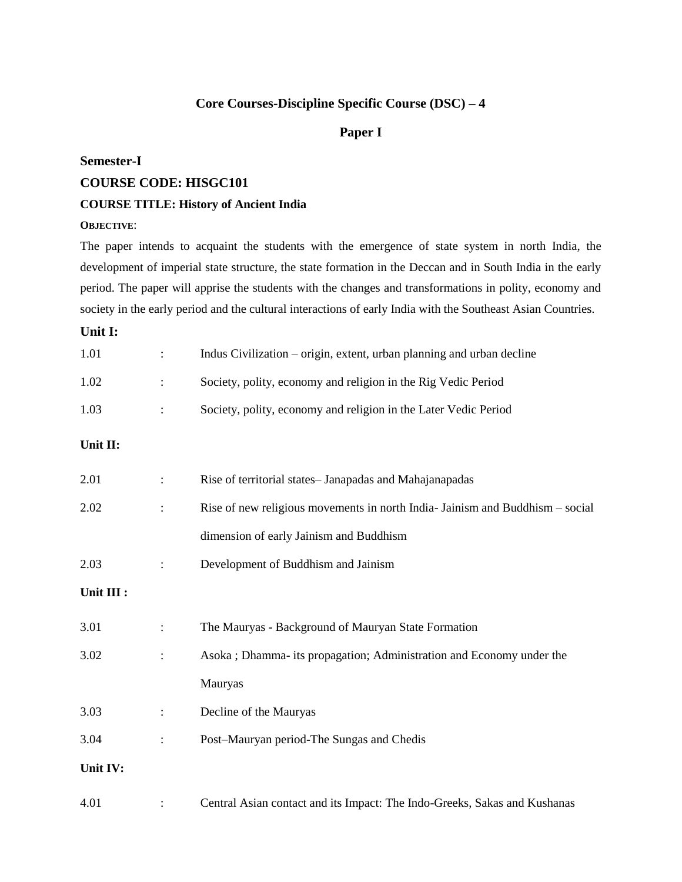## Core Courses-Discipline Specific Course (DSC) – 4

### Paper I

**Semester-I**

**COURSE CODE: HISGC101**

**COURSE TITLE: History of Ancient India**

**OBJECTIVE**:

The paper intends to acquaint the students with the emergence of state system in north India, the development of imperial state structure, the state formation in the Deccan and in South India in the early period. The paper will apprise the students with the changes and transformations in polity, economy and society in the early period and the cultural interactions of early India with the Southeast Asian Countries.

**Unit I:**

1.01 : Indus Civilization – origin, extent, urban planning and urban decline

1.02 : Society, polity, economy and religion in the Rig Vedic Period

1.03 : Society, polity, economy and religion in the Later Vedic Period

**Unit II:**

2.01 : Rise of territorial states– Janapadas and Mahajanapadas

2.02 : Rise of new religious movements in north India- Jainism and Buddhism – social dimension of early Jainism and Buddhism

2.03 : Development of Buddhism and Jainism

**Unit III :**

3.01 : The Mauryas - Background of Mauryan State Formation

3.02 : Asoka ; Dhamma- its propagation; Administration and Economy under the Mauryas

3.03 : Decline of the Mauryas

3.04 : Post–Mauryan period-The Sungas and Chedis

**Unit IV:**

4.01 : Central Asian contact and its Impact: The Indo-Greeks, Sakas and Kushanas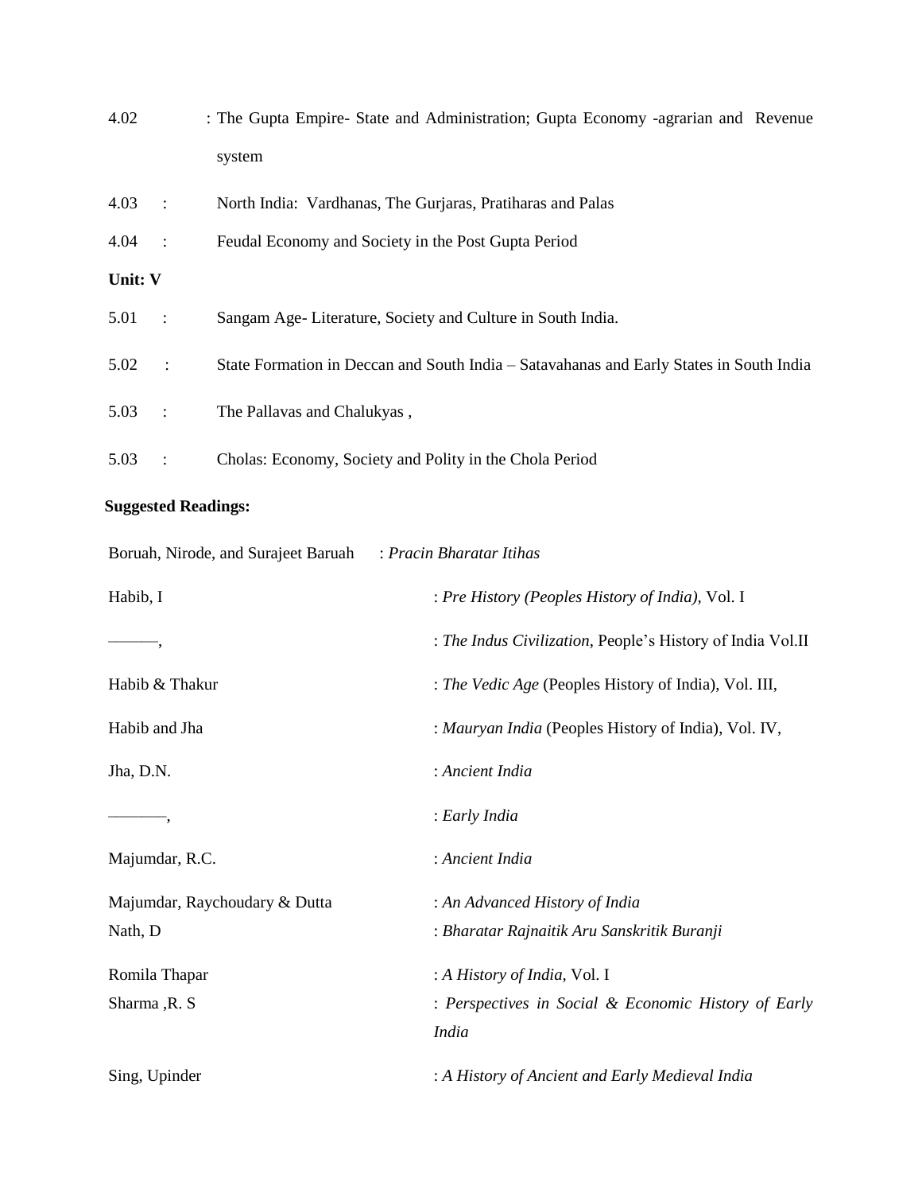4.02 : The Gupta Empire- State and Administration; Gupta Economy -agrarian and Revenue system

4.03 : North India: Vardhanas, The Gurjaras, Pratiharas and Palas

4.04 : Feudal Economy and Society in the Post Gupta Period

**Unit: V**

5.01 : Sangam Age- Literature, Society and Culture in South India.

5.02 : State Formation in Deccan and South India – Satavahanas and Early States in South India

5.03 : The Pallavas and Chalukyas ,

5.03 : Cholas: Economy, Society and Polity in the Chola Period

**Suggested Readings:**

| | |
|---|---|
| Boruah, Nirode, and Surajeet Baruah | : *Pracin Bharatar Itihas* |
| Habib, I | : *Pre History (Peoples History of India)*, Vol. I |
| ———, | : *The Indus Civilization*, People's History of India Vol.II |
| Habib & Thakur | : *The Vedic Age* (Peoples History of India), Vol. III, |
| Habib and Jha | : *Mauryan India* (Peoples History of India), Vol. IV, |
| Jha, D.N. | : *Ancient India* |
| ———, | : *Early India* |
| Majumdar, R.C. | : *Ancient India* |
| Majumdar, Raychoudary & Dutta | : *An Advanced History of India* |
| Nath, D | : *Bharatar Rajnaitik Aru Sanskritik Buranji* |
| Romila Thapar | : *A History of India*, Vol. I |
| Sharma ,R. S | : *Perspectives in Social & Economic History of Early India* |
| Sing, Upinder | : *A History of Ancient and Early Medieval India* |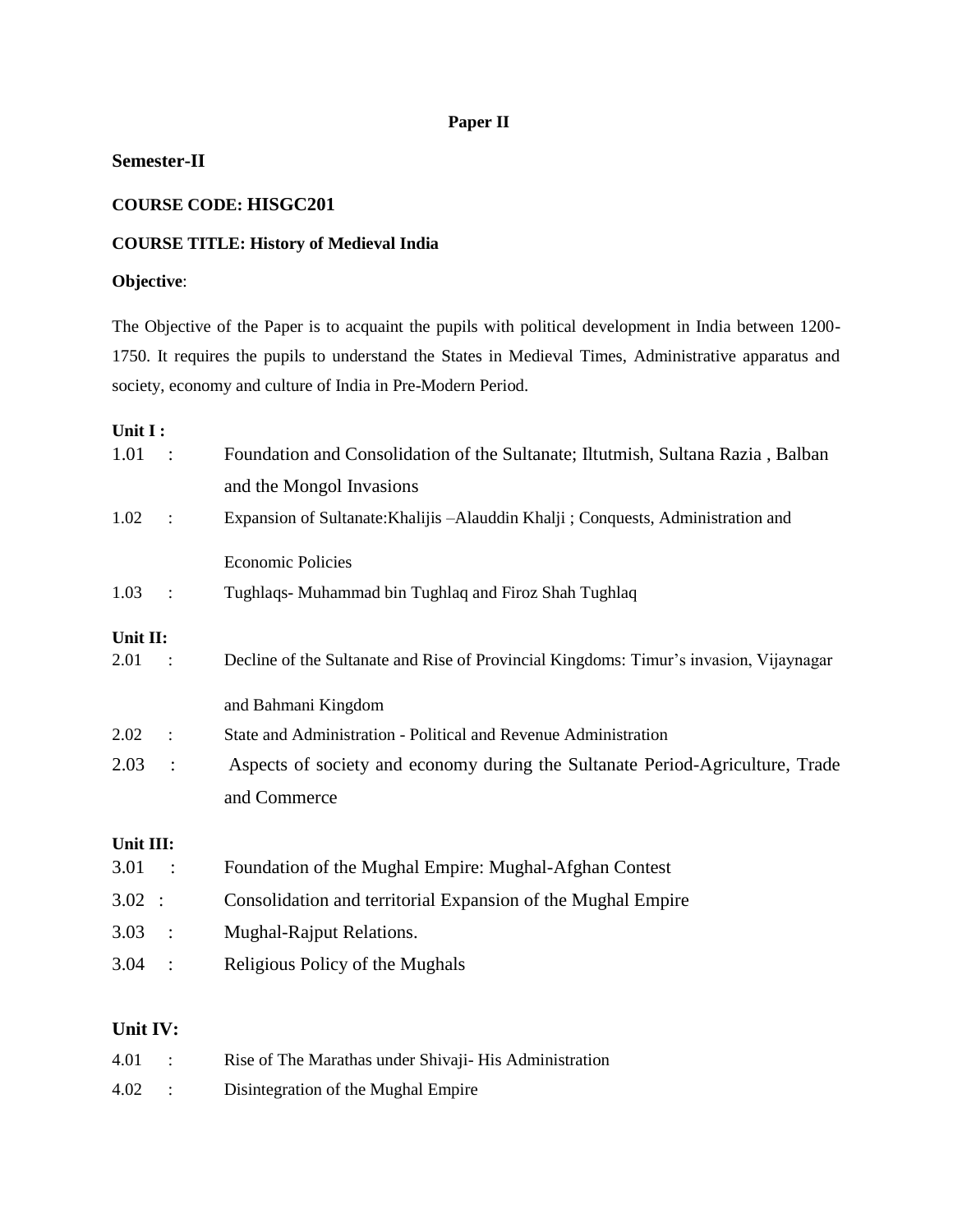**Paper II**

## Semester-II

**COURSE CODE: HISGC201**

**COURSE TITLE: History of Medieval India**

**Objective**:

The Objective of the Paper is to acquaint the pupils with political development in India between 1200-1750. It requires the pupils to understand the States in Medieval Times, Administrative apparatus and society, economy and culture of India in Pre-Modern Period.

**Unit I :**

1.01 : Foundation and Consolidation of the Sultanate; Iltutmish, Sultana Razia , Balban and the Mongol Invasions

1.02 : Expansion of Sultanate:Khalijis –Alauddin Khalji ; Conquests, Administration and Economic Policies

1.03 : Tughlaqs- Muhammad bin Tughlaq and Firoz Shah Tughlaq

**Unit II:**

2.01 : Decline of the Sultanate and Rise of Provincial Kingdoms: Timur's invasion, Vijaynagar and Bahmani Kingdom

2.02 : State and Administration - Political and Revenue Administration

2.03 : Aspects of society and economy during the Sultanate Period-Agriculture, Trade and Commerce

**Unit III:**

3.01 : Foundation of the Mughal Empire: Mughal-Afghan Contest

3.02 : Consolidation and territorial Expansion of the Mughal Empire

3.03 : Mughal-Rajput Relations.

3.04 : Religious Policy of the Mughals

**Unit IV:**

4.01 : Rise of The Marathas under Shivaji- His Administration

4.02 : Disintegration of the Mughal Empire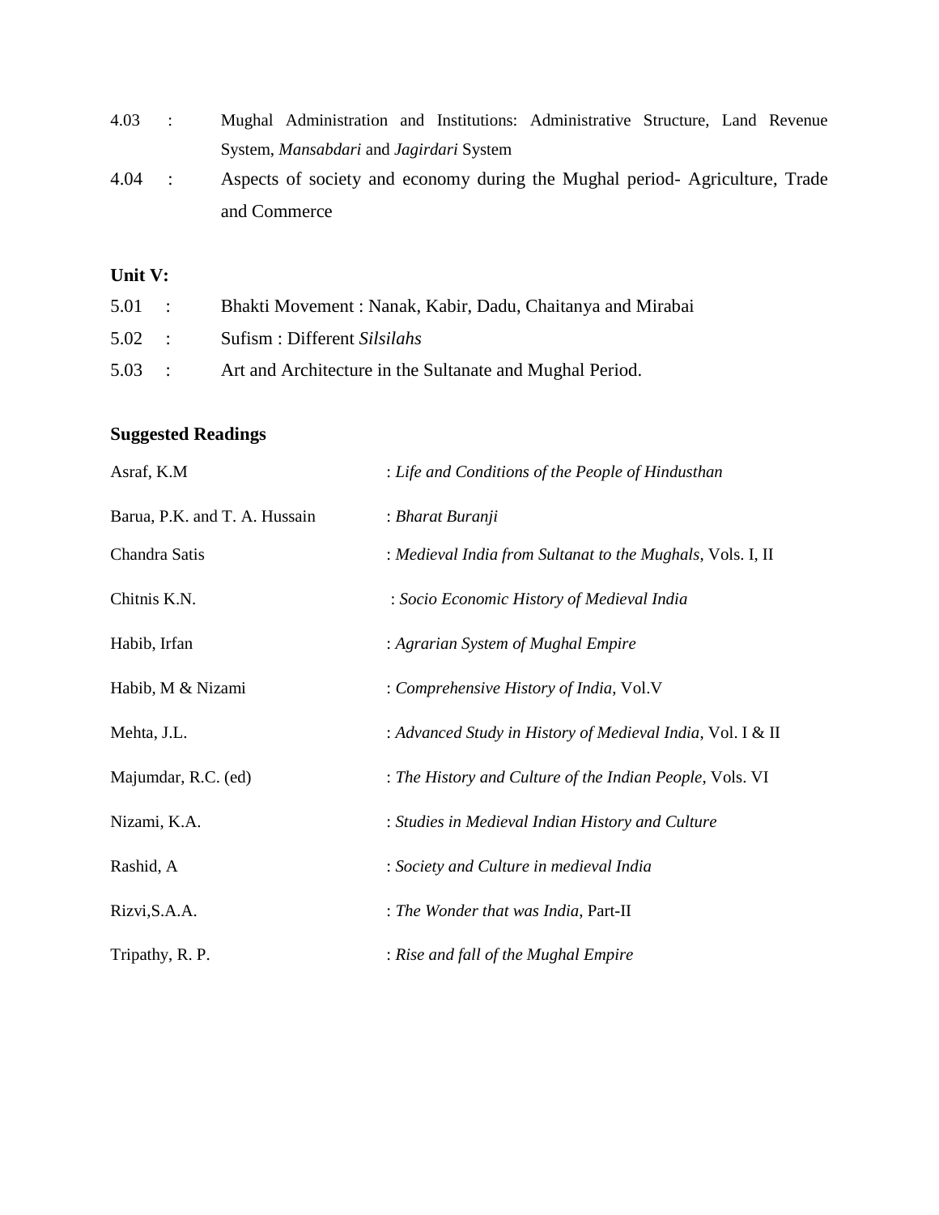4.03 : Mughal Administration and Institutions: Administrative Structure, Land Revenue System, *Mansabdari* and *Jagirdari* System

4.04 : Aspects of society and economy during the Mughal period- Agriculture, Trade and Commerce

**Unit V:**

5.01 : Bhakti Movement : Nanak, Kabir, Dadu, Chaitanya and Mirabai

5.02 : Sufism : Different *Silsilahs*

5.03 : Art and Architecture in the Sultanate and Mughal Period.

**Suggested Readings**

| | |
|---|---|
| Asraf, K.M | : *Life and Conditions of the People of Hindusthan* |
| Barua, P.K. and T. A. Hussain | : *Bharat Buranji* |
| Chandra Satis | : *Medieval India from Sultanat to the Mughals*, Vols. I, II |
| Chitnis K.N. | : *Socio Economic History of Medieval India* |
| Habib, Irfan | : *Agrarian System of Mughal Empire* |
| Habib, M & Nizami | : *Comprehensive History of India*, Vol.V |
| Mehta, J.L. | : *Advanced Study in History of Medieval India*, Vol. I & II |
| Majumdar, R.C. (ed) | : *The History and Culture of the Indian People*, Vols. VI |
| Nizami, K.A. | : *Studies in Medieval Indian History and Culture* |
| Rashid, A | : *Society and Culture in medieval India* |
| Rizvi,S.A.A. | : *The Wonder that was India*, Part-II |
| Tripathy, R. P. | : *Rise and fall of the Mughal Empire* |